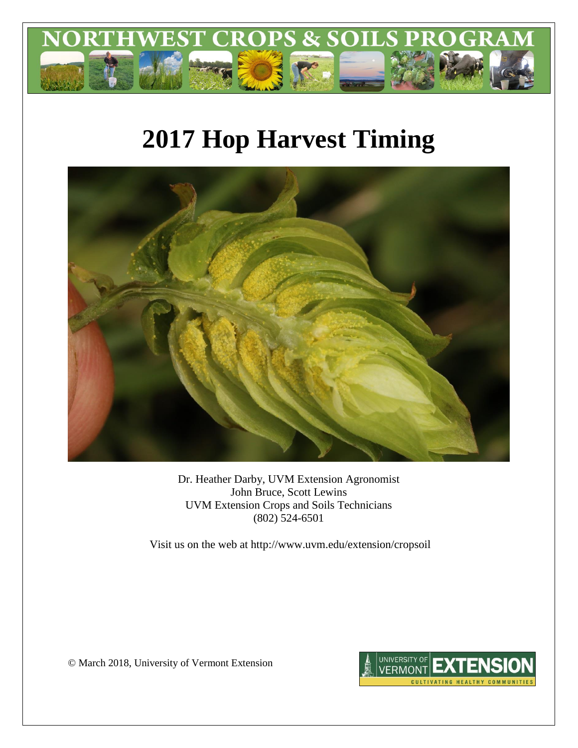# NORTHWEST CROPS & SOILS PROGRAM

# 2017 Hop Harvest Timing

Dr. Heather Darby, UVM Extension Agronomist
John Bruce, Scott Lewins
UVM Extension Crops and Soils Technicians
(802) 524-6501

Visit us on the web at http://www.uvm.edu/extension/cropsoil

© March 2018, University of Vermont Extension

UNIVERSITY OF VERMONT EXTENSION
CULTIVATING HEALTHY COMMUNITIES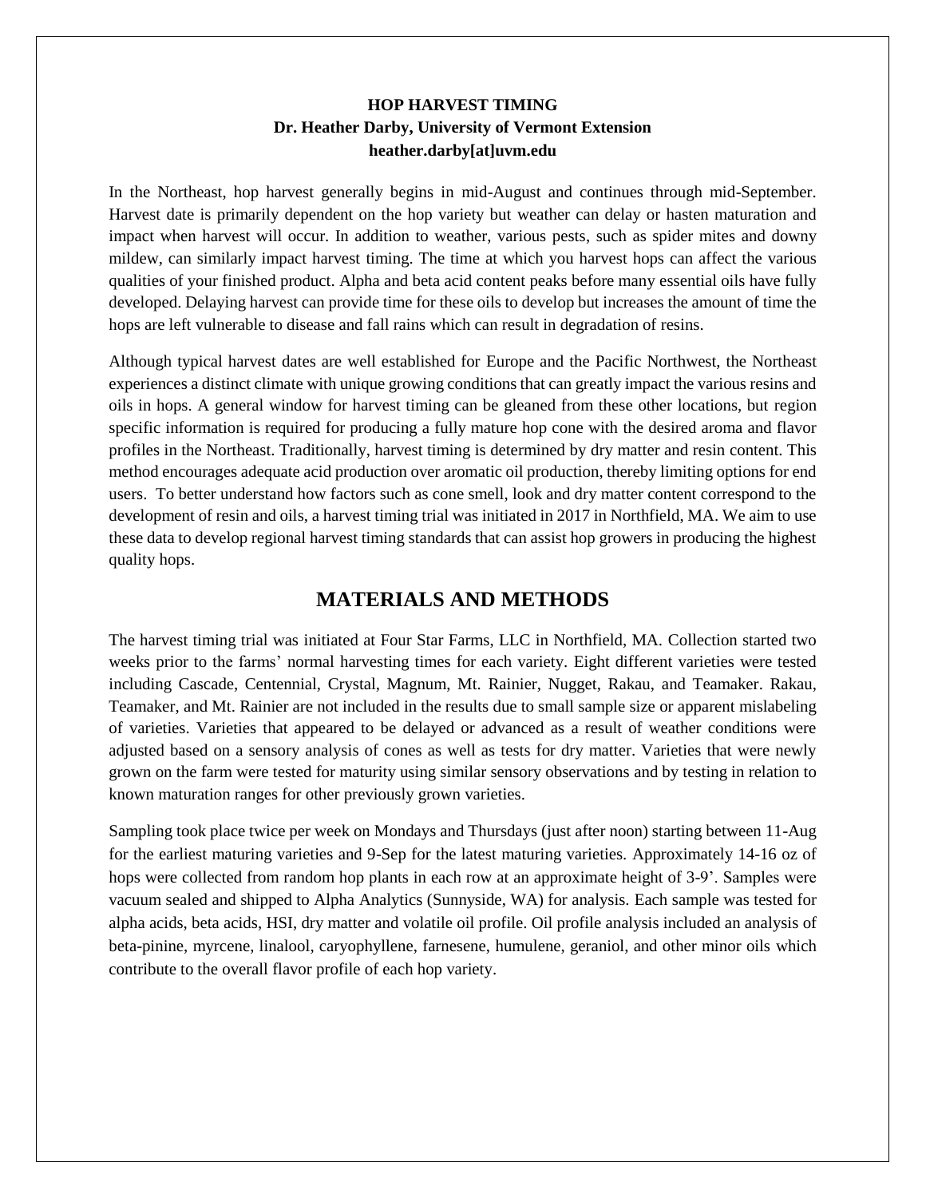**HOP HARVEST TIMING**
**Dr. Heather Darby, University of Vermont Extension**
**heather.darby[at]uvm.edu**

In the Northeast, hop harvest generally begins in mid-August and continues through mid-September. Harvest date is primarily dependent on the hop variety but weather can delay or hasten maturation and impact when harvest will occur. In addition to weather, various pests, such as spider mites and downy mildew, can similarly impact harvest timing. The time at which you harvest hops can affect the various qualities of your finished product. Alpha and beta acid content peaks before many essential oils have fully developed. Delaying harvest can provide time for these oils to develop but increases the amount of time the hops are left vulnerable to disease and fall rains which can result in degradation of resins.

Although typical harvest dates are well established for Europe and the Pacific Northwest, the Northeast experiences a distinct climate with unique growing conditions that can greatly impact the various resins and oils in hops. A general window for harvest timing can be gleaned from these other locations, but region specific information is required for producing a fully mature hop cone with the desired aroma and flavor profiles in the Northeast. Traditionally, harvest timing is determined by dry matter and resin content. This method encourages adequate acid production over aromatic oil production, thereby limiting options for end users. To better understand how factors such as cone smell, look and dry matter content correspond to the development of resin and oils, a harvest timing trial was initiated in 2017 in Northfield, MA. We aim to use these data to develop regional harvest timing standards that can assist hop growers in producing the highest quality hops.

## MATERIALS AND METHODS

The harvest timing trial was initiated at Four Star Farms, LLC in Northfield, MA. Collection started two weeks prior to the farms' normal harvesting times for each variety. Eight different varieties were tested including Cascade, Centennial, Crystal, Magnum, Mt. Rainier, Nugget, Rakau, and Teamaker. Rakau, Teamaker, and Mt. Rainier are not included in the results due to small sample size or apparent mislabeling of varieties. Varieties that appeared to be delayed or advanced as a result of weather conditions were adjusted based on a sensory analysis of cones as well as tests for dry matter. Varieties that were newly grown on the farm were tested for maturity using similar sensory observations and by testing in relation to known maturation ranges for other previously grown varieties.

Sampling took place twice per week on Mondays and Thursdays (just after noon) starting between 11-Aug for the earliest maturing varieties and 9-Sep for the latest maturing varieties. Approximately 14-16 oz of hops were collected from random hop plants in each row at an approximate height of 3-9'. Samples were vacuum sealed and shipped to Alpha Analytics (Sunnyside, WA) for analysis. Each sample was tested for alpha acids, beta acids, HSI, dry matter and volatile oil profile. Oil profile analysis included an analysis of beta-pinine, myrcene, linalool, caryophyllene, farnesene, humulene, geraniol, and other minor oils which contribute to the overall flavor profile of each hop variety.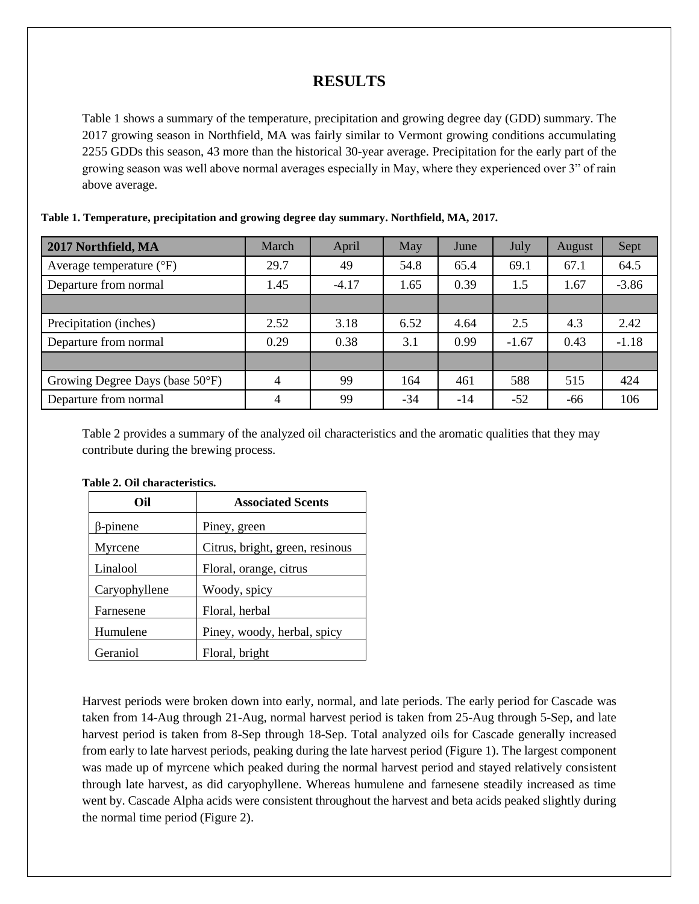# RESULTS

Table 1 shows a summary of the temperature, precipitation and growing degree day (GDD) summary. The 2017 growing season in Northfield, MA was fairly similar to Vermont growing conditions accumulating 2255 GDDs this season, 43 more than the historical 30-year average. Precipitation for the early part of the growing season was well above normal averages especially in May, where they experienced over 3" of rain above average.

**Table 1. Temperature, precipitation and growing degree day summary. Northfield, MA, 2017.**

| 2017 Northfield, MA | March | April | May | June | July | August | Sept |
|---|---|---|---|---|---|---|---|
| Average temperature (°F) | 29.7 | 49 | 54.8 | 65.4 | 69.1 | 67.1 | 64.5 |
| Departure from normal | 1.45 | -4.17 | 1.65 | 0.39 | 1.5 | 1.67 | -3.86 |
| | | | | | | | |
| Precipitation (inches) | 2.52 | 3.18 | 6.52 | 4.64 | 2.5 | 4.3 | 2.42 |
| Departure from normal | 0.29 | 0.38 | 3.1 | 0.99 | -1.67 | 0.43 | -1.18 |
| | | | | | | | |
| Growing Degree Days (base 50°F) | 4 | 99 | 164 | 461 | 588 | 515 | 424 |
| Departure from normal | 4 | 99 | -34 | -14 | -52 | -66 | 106 |

Table 2 provides a summary of the analyzed oil characteristics and the aromatic qualities that they may contribute during the brewing process.

**Table 2. Oil characteristics.**

| Oil | Associated Scents |
|---|---|
| β-pinene | Piney, green |
| Myrcene | Citrus, bright, green, resinous |
| Linalool | Floral, orange, citrus |
| Caryophyllene | Woody, spicy |
| Farnesene | Floral, herbal |
| Humulene | Piney, woody, herbal, spicy |
| Geraniol | Floral, bright |

Harvest periods were broken down into early, normal, and late periods. The early period for Cascade was taken from 14-Aug through 21-Aug, normal harvest period is taken from 25-Aug through 5-Sep, and late harvest period is taken from 8-Sep through 18-Sep. Total analyzed oils for Cascade generally increased from early to late harvest periods, peaking during the late harvest period (Figure 1). The largest component was made up of myrcene which peaked during the normal harvest period and stayed relatively consistent through late harvest, as did caryophyllene. Whereas humulene and farnesene steadily increased as time went by. Cascade Alpha acids were consistent throughout the harvest and beta acids peaked slightly during the normal time period (Figure 2).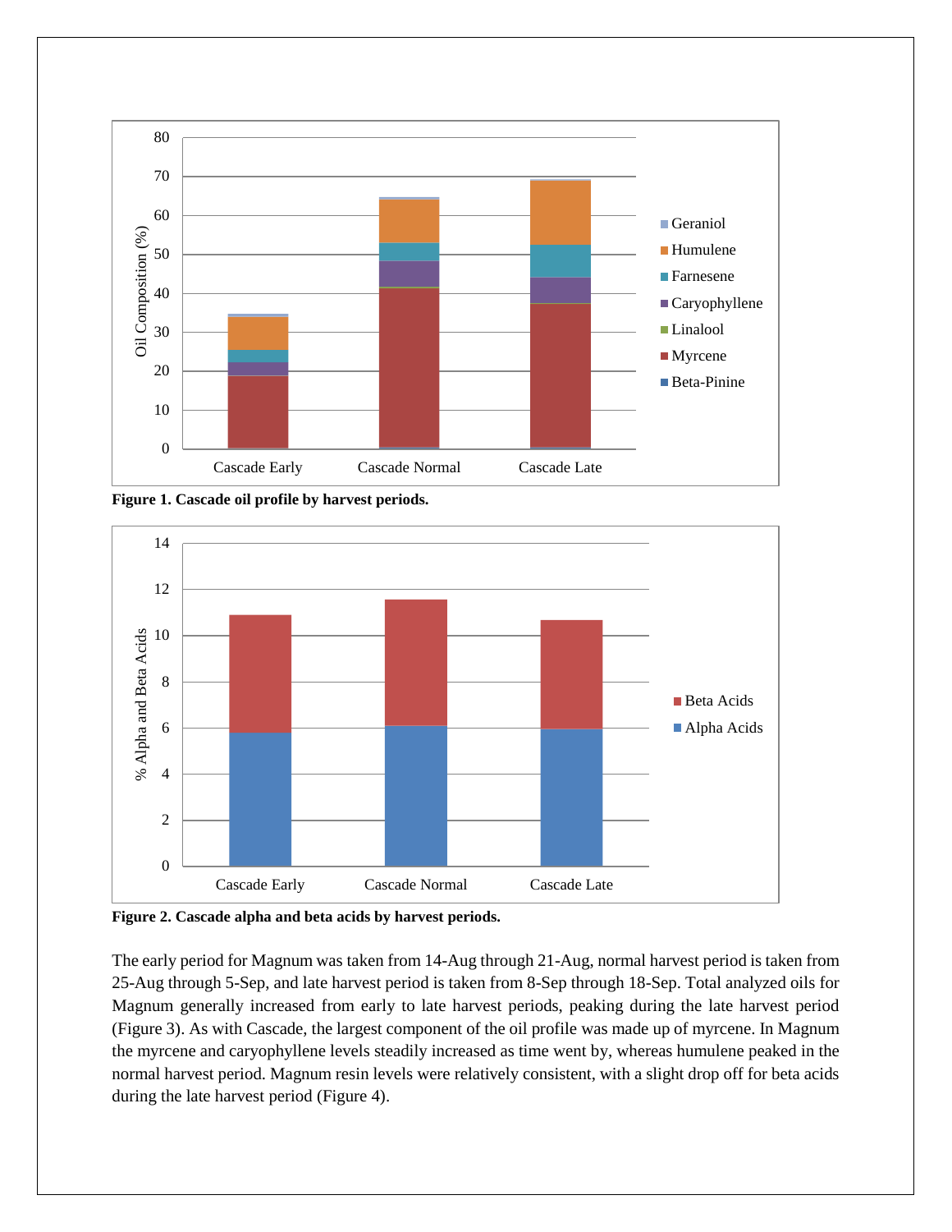**Figure 1. Cascade oil profile by harvest periods.**

**Figure 2. Cascade alpha and beta acids by harvest periods.**

The early period for Magnum was taken from 14-Aug through 21-Aug, normal harvest period is taken from 25-Aug through 5-Sep, and late harvest period is taken from 8-Sep through 18-Sep. Total analyzed oils for Magnum generally increased from early to late harvest periods, peaking during the late harvest period (Figure 3). As with Cascade, the largest component of the oil profile was made up of myrcene. In Magnum the myrcene and caryophyllene levels steadily increased as time went by, whereas humulene peaked in the normal harvest period. Magnum resin levels were relatively consistent, with a slight drop off for beta acids during the late harvest period (Figure 4).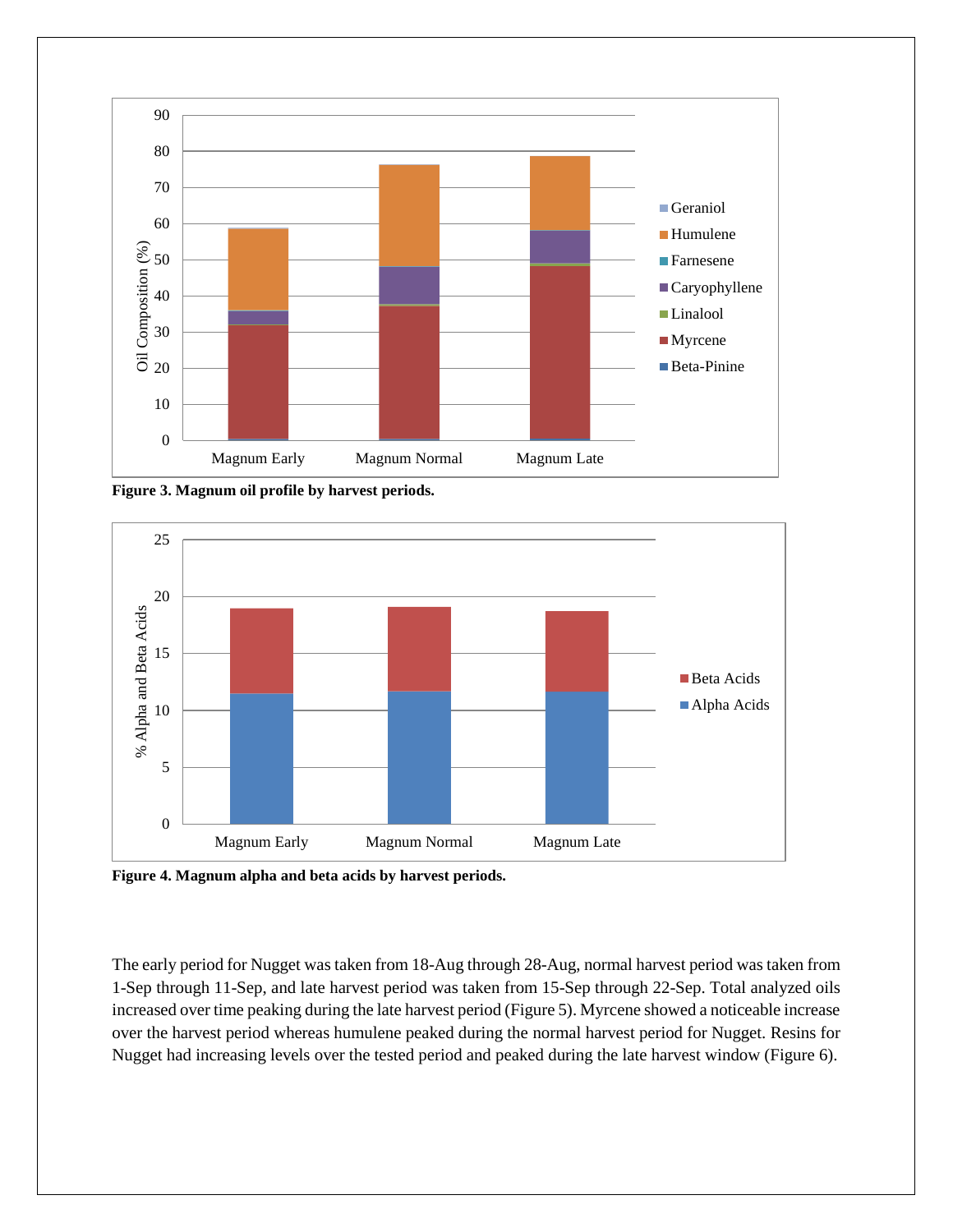**Figure 3. Magnum oil profile by harvest periods.**

**Figure 4. Magnum alpha and beta acids by harvest periods.**

The early period for Nugget was taken from 18-Aug through 28-Aug, normal harvest period was taken from 1-Sep through 11-Sep, and late harvest period was taken from 15-Sep through 22-Sep. Total analyzed oils increased over time peaking during the late harvest period (Figure 5). Myrcene showed a noticeable increase over the harvest period whereas humulene peaked during the normal harvest period for Nugget. Resins for Nugget had increasing levels over the tested period and peaked during the late harvest window (Figure 6).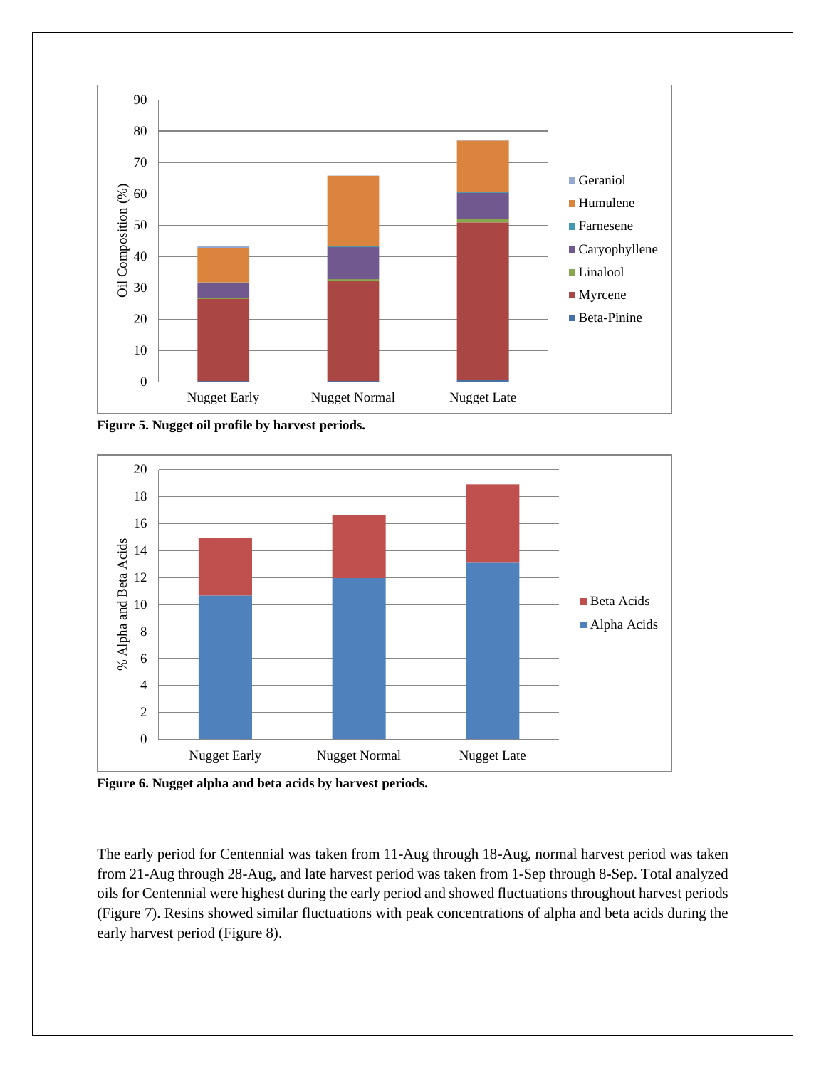**Figure 5. Nugget oil profile by harvest periods.**

**Figure 6. Nugget alpha and beta acids by harvest periods.**

The early period for Centennial was taken from 11-Aug through 18-Aug, normal harvest period was taken from 21-Aug through 28-Aug, and late harvest period was taken from 1-Sep through 8-Sep. Total analyzed oils for Centennial were highest during the early period and showed fluctuations throughout harvest periods (Figure 7). Resins showed similar fluctuations with peak concentrations of alpha and beta acids during the early harvest period (Figure 8).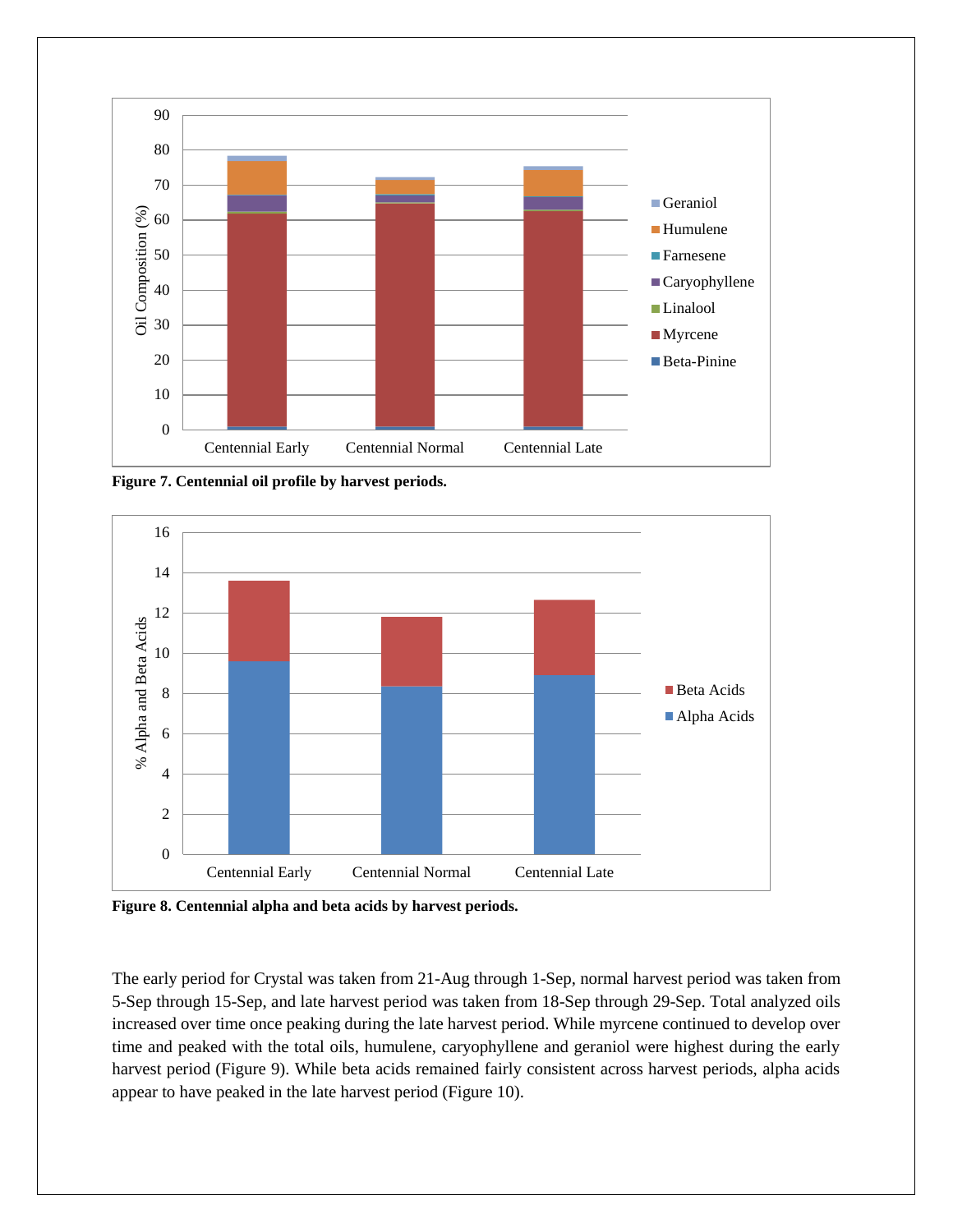**Figure 7. Centennial oil profile by harvest periods.**

**Figure 8. Centennial alpha and beta acids by harvest periods.**

The early period for Crystal was taken from 21-Aug through 1-Sep, normal harvest period was taken from 5-Sep through 15-Sep, and late harvest period was taken from 18-Sep through 29-Sep. Total analyzed oils increased over time once peaking during the late harvest period. While myrcene continued to develop over time and peaked with the total oils, humulene, caryophyllene and geraniol were highest during the early harvest period (Figure 9). While beta acids remained fairly consistent across harvest periods, alpha acids appear to have peaked in the late harvest period (Figure 10).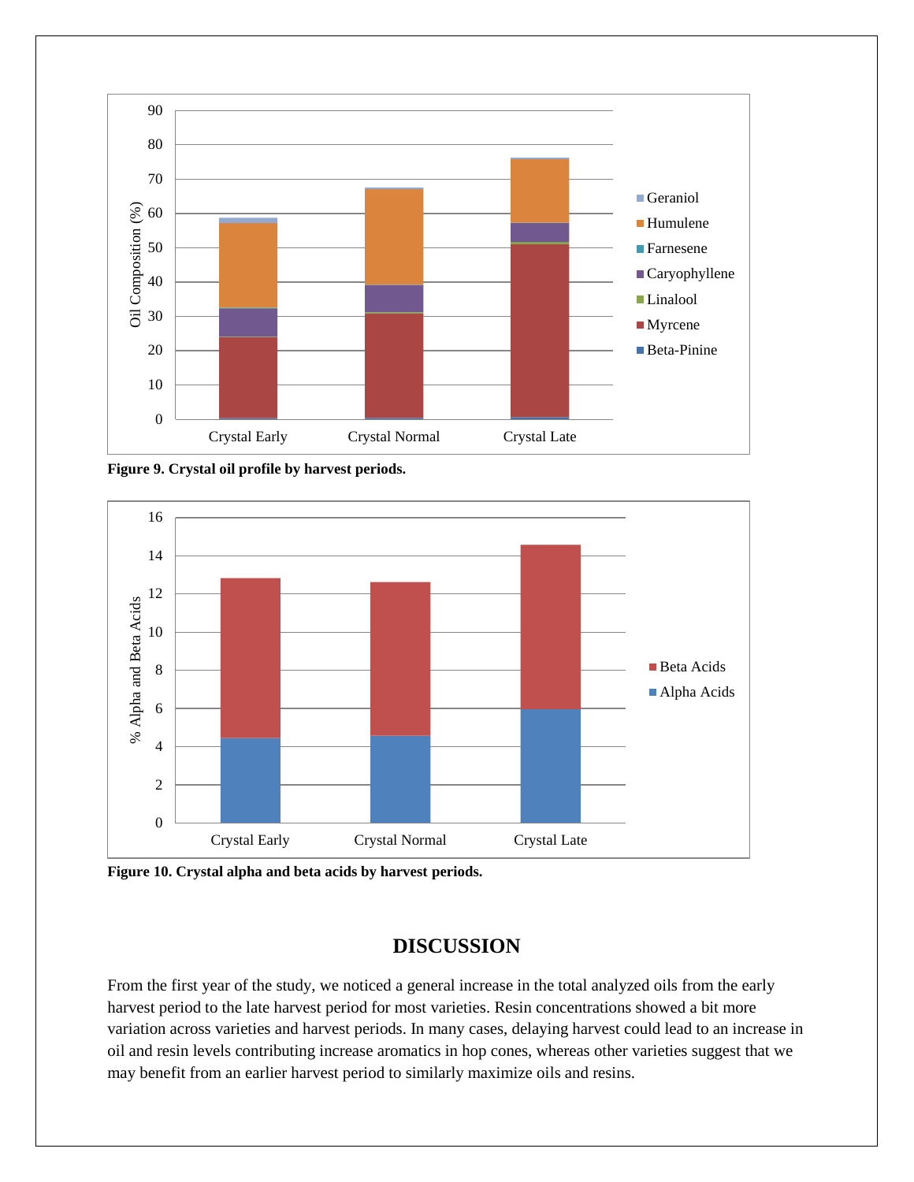**Figure 9. Crystal oil profile by harvest periods.**

**Figure 10. Crystal alpha and beta acids by harvest periods.**

## DISCUSSION

From the first year of the study, we noticed a general increase in the total analyzed oils from the early harvest period to the late harvest period for most varieties. Resin concentrations showed a bit more variation across varieties and harvest periods. In many cases, delaying harvest could lead to an increase in oil and resin levels contributing increase aromatics in hop cones, whereas other varieties suggest that we may benefit from an earlier harvest period to similarly maximize oils and resins.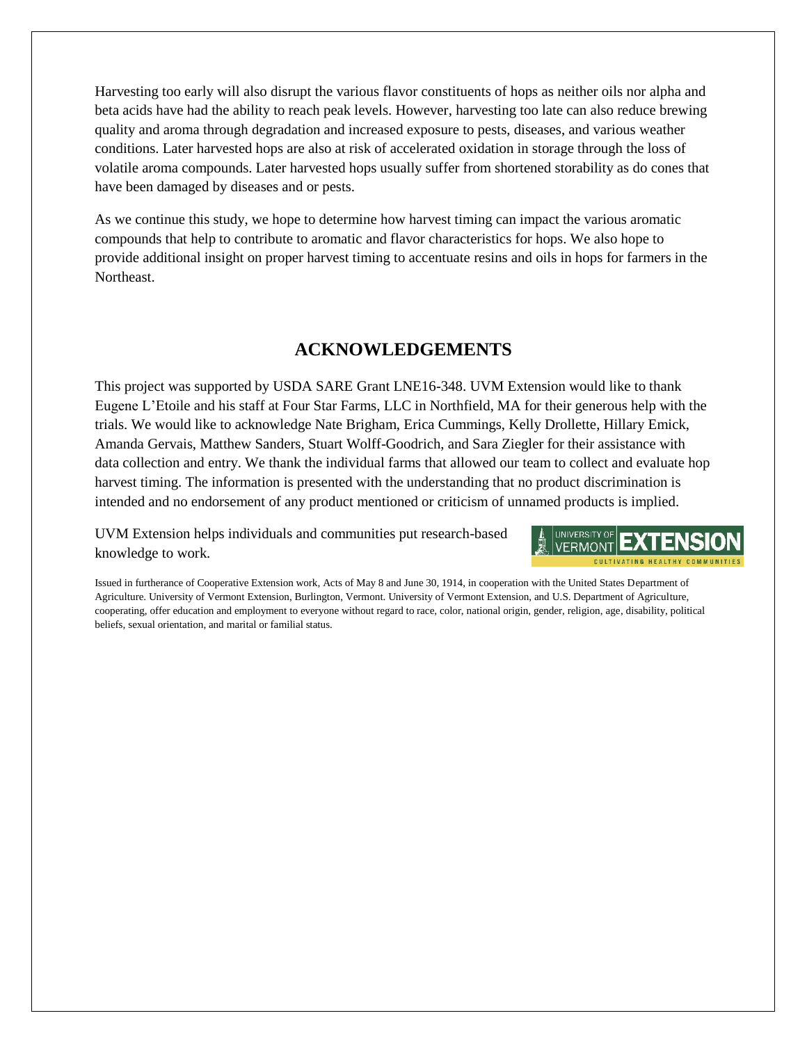Harvesting too early will also disrupt the various flavor constituents of hops as neither oils nor alpha and beta acids have had the ability to reach peak levels. However, harvesting too late can also reduce brewing quality and aroma through degradation and increased exposure to pests, diseases, and various weather conditions. Later harvested hops are also at risk of accelerated oxidation in storage through the loss of volatile aroma compounds. Later harvested hops usually suffer from shortened storability as do cones that have been damaged by diseases and or pests.

As we continue this study, we hope to determine how harvest timing can impact the various aromatic compounds that help to contribute to aromatic and flavor characteristics for hops. We also hope to provide additional insight on proper harvest timing to accentuate resins and oils in hops for farmers in the Northeast.

## ACKNOWLEDGEMENTS

This project was supported by USDA SARE Grant LNE16-348. UVM Extension would like to thank Eugene L'Etoile and his staff at Four Star Farms, LLC in Northfield, MA for their generous help with the trials. We would like to acknowledge Nate Brigham, Erica Cummings, Kelly Drollette, Hillary Emick, Amanda Gervais, Matthew Sanders, Stuart Wolff-Goodrich, and Sara Ziegler for their assistance with data collection and entry. We thank the individual farms that allowed our team to collect and evaluate hop harvest timing. The information is presented with the understanding that no product discrimination is intended and no endorsement of any product mentioned or criticism of unnamed products is implied.

UVM Extension helps individuals and communities put research-based knowledge to work.

UNIVERSITY OF VERMONT EXTENSION
CULTIVATING HEALTHY COMMUNITIES

Issued in furtherance of Cooperative Extension work, Acts of May 8 and June 30, 1914, in cooperation with the United States Department of Agriculture. University of Vermont Extension, Burlington, Vermont. University of Vermont Extension, and U.S. Department of Agriculture, cooperating, offer education and employment to everyone without regard to race, color, national origin, gender, religion, age, disability, political beliefs, sexual orientation, and marital or familial status.